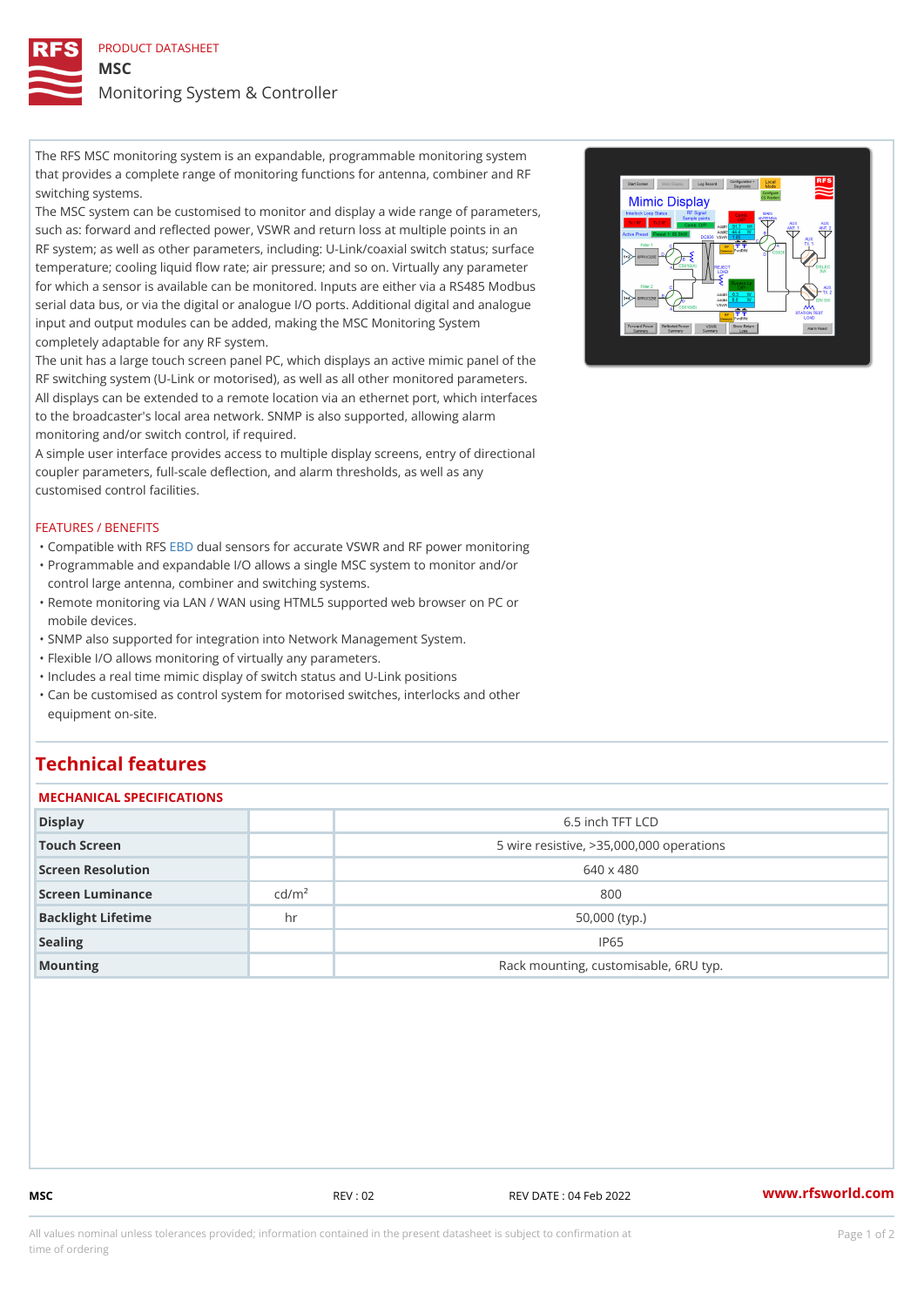PRODUCT DATASHEET

# MSC

Monitoring System & Controller

The RFS MSC monitoring system is an expandable, programmable monitoring system that provides a complete range of monitoring functions for antenna, combiner and RF switching systems.
The MSC system can be customised to monitor and display a wide range of parameters, such as: forward and reflected power, VSWR and return loss at multiple points in an RF system; as well as other parameters, including: U-Link/coaxial switch status; surface temperature; cooling liquid flow rate; air pressure; and so on. Virtually any parameter for which a sensor is available can be monitored. Inputs are either via a RS485 Modbus serial data bus, or via the digital or analogue I/O ports. Additional digital and analogue input and output modules can be added, making the MSC Monitoring System completely adaptable for any RF system.
The unit has a large touch screen panel PC, which displays an active mimic panel of the RF switching system (U-Link or motorised), as well as all other monitored parameters. All displays can be extended to a remote location via an ethernet port, which interfaces to the broadcaster's local area network. SNMP is also supported, allowing alarm monitoring and/or switch control, if required.
A simple user interface provides access to multiple display screens, entry of directional coupler parameters, full-scale deflection, and alarm thresholds, as well as any customised control facilities.

FEATURES / BENEFITS

- Compatible with RFS EBD dual sensors for accurate VSWR and RF power monitoring
- Programmable and expandable I/O allows a single MSC system to monitor and/or control large antenna, combiner and switching systems.
- Remote monitoring via LAN / WAN using HTML5 supported web browser on PC or mobile devices.
- SNMP also supported for integration into Network Management System.
- Flexible I/O allows monitoring of virtually any parameters.
- Includes a real time mimic display of switch status and U-Link positions
- Can be customised as control system for motorised switches, interlocks and other equipment on-site.

## Technical features

### MECHANICAL SPECIFICATIONS

| | | |
|---|---|---|
| Display | | 6.5 inch TFT LCD |
| Touch Screen | | 5 wire resistive, >35,000,000 operations |
| Screen Resolution | | 640 x 480 |
| Screen Luminance | $cd/m^2$ | 800 |
| Backlight Lifetime | hr | 50,000 (typ.) |
| Sealing | | IP65 |
| Mounting | | Rack mounting, customisable, 6RU typ. |

All values nominal unless tolerances provided; information contained in the present datasheet is subject to confirmation at time of ordering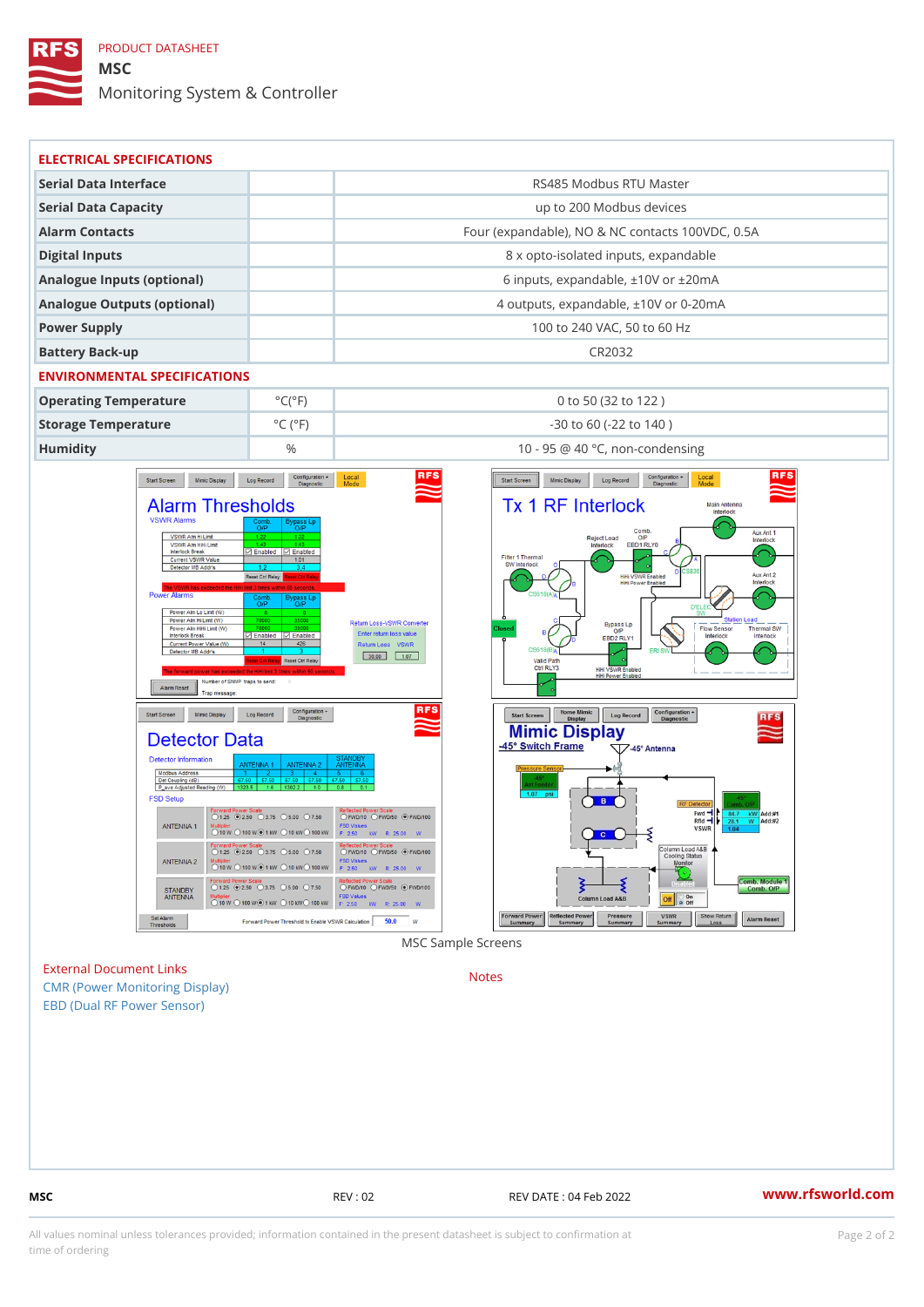PRODUCT DATASHEET

# MSC

Monitoring System & Controller

## ELECTRICAL SPECIFICATIONS

| | | |
|---|---|---|
| Serial Data Interface | | RS485 Modbus RTU Master |
| Serial Data Capacity | | up to 200 Modbus devices |
| Alarm Contacts | | Four (expandable), NO & NC contacts 100VDC, 0.5A |
| Digital Inputs | | 8 x opto-isolated inputs, expandable |
| Analogue Inputs (optional) | | 6 inputs, expandable, ±10V or ±20mA |
| Analogue Outputs (optional) | | 4 outputs, expandable, ±10V or 0-20mA |
| Power Supply | | 100 to 240 VAC, 50 to 60 Hz |
| Battery Back-up | | CR2032 |

## ENVIRONMENTAL SPECIFICATIONS

| | | |
|---|---|---|
| Operating Temperature | °C(°F) | 0 to 50 (32 to 122 ) |
| Storage Temperature | °C (°F) | -30 to 60 (-22 to 140 ) |
| Humidity | % | 10 - 95 @ 40 °C, non-condensing |

MSC Sample Screens

External Document Links

CMR (Power Monitoring Display)

EBD (Dual RF Power Sensor)

Notes

MSC REV : 02 REV DATE : 04 Feb 2022 www.rfsworld.com

All values nominal unless tolerances provided; information contained in the present datasheet is subject to confirmation at time of ordering